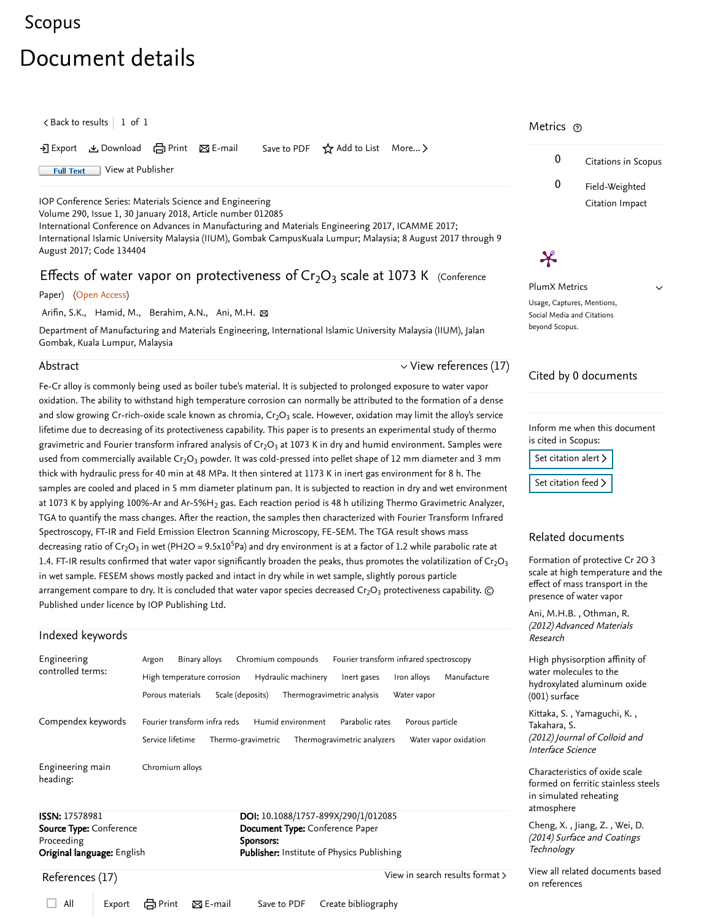Scopus

# Document details

< Back to results | 1 of 1

Export | Download | Print | E-mail | Save to PDF | Add to List | More...

Full Text | View at Publisher

IOP Conference Series: Materials Science and Engineering
Volume 290, Issue 1, 30 January 2018, Article number 012085
International Conference on Advances in Manufacturing and Materials Engineering 2017, ICAMME 2017; International Islamic University Malaysia (IIUM), Gombak CampusKuala Lumpur; Malaysia; 8 August 2017 through 9 August 2017; Code 134404

## Effects of water vapor on protectiveness of $Cr_2O_3$ scale at 1073 K (Conference Paper) (Open Access)

Arifin, S.K., Hamid, M., Berahim, A.N., Ani, M.H.

Department of Manufacturing and Materials Engineering, International Islamic University Malaysia (IIUM), Jalan Gombak, Kuala Lumpur, Malaysia

### Abstract

View references (17)

Fe-Cr alloy is commonly being used as boiler tube's material. It is subjected to prolonged exposure to water vapor oxidation. The ability to withstand high temperature corrosion can normally be attributed to the formation of a dense and slow growing Cr-rich-oxide scale known as chromia, $Cr_2O_3$ scale. However, oxidation may limit the alloy's service lifetime due to decreasing of its protectiveness capability. This paper is to presents an experimental study of thermo gravimetric and Fourier transform infrared analysis of $Cr_2O_3$ at 1073 K in dry and humid environment. Samples were used from commercially available $Cr_2O_3$ powder. It was cold-pressed into pellet shape of 12 mm diameter and 3 mm thick with hydraulic press for 40 min at 48 MPa. It then sintered at 1173 K in inert gas environment for 8 h. The samples are cooled and placed in 5 mm diameter platinum pan. It is subjected to reaction in dry and wet environment at 1073 K by applying 100%-Ar and Ar-5%$H_2$ gas. Each reaction period is 48 h utilizing Thermo Gravimetric Analyzer, TGA to quantify the mass changes. After the reaction, the samples then characterized with Fourier Transform Infrared Spectroscopy, FT-IR and Field Emission Electron Scanning Microscopy, FE-SEM. The TGA result shows mass decreasing ratio of $Cr_2O_3$ in wet (PH2O = $9.5x10^5$Pa) and dry environment is at a factor of 1.2 while parabolic rate at 1.4. FT-IR results confirmed that water vapor significantly broaden the peaks, thus promotes the volatilization of $Cr_2O_3$ in wet sample. FESEM shows mostly packed and intact in dry while in wet sample, slightly porous particle arrangement compare to dry. It is concluded that water vapor species decreased $Cr_2O_3$ protectiveness capability. © Published under licence by IOP Publishing Ltd.

### Indexed keywords

**Engineering controlled terms:** Argon; Binary alloys; Chromium compounds; Fourier transform infrared spectroscopy; High temperature corrosion; Hydraulic machinery; Inert gases; Iron alloys; Manufacture; Porous materials; Scale (deposits); Thermogravimetric analysis; Water vapor

**Compendex keywords:** Fourier transform infra reds; Humid environment; Parabolic rates; Porous particle; Service lifetime; Thermo-gravimetric; Thermogravimetric analyzers; Water vapor oxidation

**Engineering main heading:** Chromium alloys

**ISSN:** 17578981
**Source Type:** Conference Proceeding
**Original language:** English
**DOI:** 10.1088/1757-899X/290/1/012085
**Document Type:** Conference Paper
**Sponsors:**
**Publisher:** Institute of Physics Publishing

### References (17)

View in search results format >

All | Export | Print | E-mail | Save to PDF | Create bibliography

### Metrics

0 Citations in Scopus

0 Field-Weighted Citation Impact

PlumX Metrics
Usage, Captures, Mentions, Social Media and Citations beyond Scopus.

### Cited by 0 documents

Inform me when this document is cited in Scopus:

Set citation alert >

Set citation feed >

### Related documents

Formation of protective Cr 2O 3 scale at high temperature and the effect of mass transport in the presence of water vapor
Ani, M.H.B. , Othman, R.
*(2012) Advanced Materials Research*

High physisorption affinity of water molecules to the hydroxylated aluminum oxide (001) surface
Kittaka, S. , Yamaguchi, K. , Takahara, S.
*(2012) Journal of Colloid and Interface Science*

Characteristics of oxide scale formed on ferritic stainless steels in simulated reheating atmosphere
Cheng, X. , Jiang, Z. , Wei, D.
*(2014) Surface and Coatings Technology*

View all related documents based on references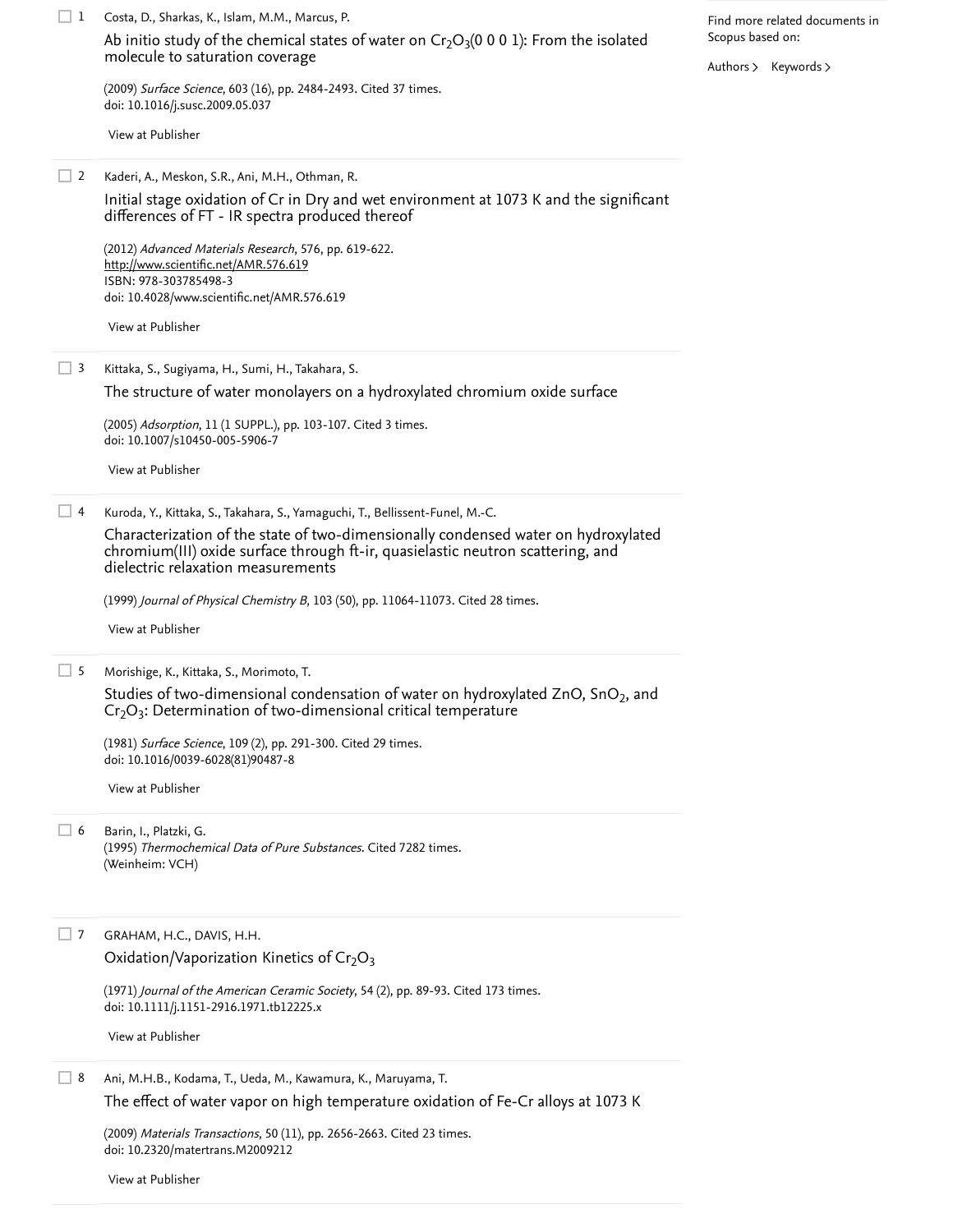1. Costa, D., Sharkas, K., Islam, M.M., Marcus, P.
   Ab initio study of the chemical states of water on $Cr_2O_3$(0 0 0 1): From the isolated molecule to saturation coverage
   (2009) *Surface Science*, 603 (16), pp. 2484-2493. Cited 37 times.
   doi: 10.1016/j.susc.2009.05.037
   View at Publisher

2. Kaderi, A., Meskon, S.R., Ani, M.H., Othman, R.
   Initial stage oxidation of Cr in Dry and wet environment at 1073 K and the significant differences of FT - IR spectra produced thereof
   (2012) *Advanced Materials Research*, 576, pp. 619-622.
   http://www.scientific.net/AMR.576.619
   ISBN: 978-303785498-3
   doi: 10.4028/www.scientific.net/AMR.576.619
   View at Publisher

3. Kittaka, S., Sugiyama, H., Sumi, H., Takahara, S.
   The structure of water monolayers on a hydroxylated chromium oxide surface
   (2005) *Adsorption*, 11 (1 SUPPL.), pp. 103-107. Cited 3 times.
   doi: 10.1007/s10450-005-5906-7
   View at Publisher

4. Kuroda, Y., Kittaka, S., Takahara, S., Yamaguchi, T., Bellissent-Funel, M.-C.
   Characterization of the state of two-dimensionally condensed water on hydroxylated chromium(III) oxide surface through ft-ir, quasielastic neutron scattering, and dielectric relaxation measurements
   (1999) *Journal of Physical Chemistry B*, 103 (50), pp. 11064-11073. Cited 28 times.
   View at Publisher

5. Morishige, K., Kittaka, S., Morimoto, T.
   Studies of two-dimensional condensation of water on hydroxylated ZnO, $SnO_2$, and $Cr_2O_3$: Determination of two-dimensional critical temperature
   (1981) *Surface Science*, 109 (2), pp. 291-300. Cited 29 times.
   doi: 10.1016/0039-6028(81)90487-8
   View at Publisher

6. Barin, I., Platzki, G.
   (1995) *Thermochemical Data of Pure Substances*. Cited 7282 times.
   (Weinheim: VCH)

7. GRAHAM, H.C., DAVIS, H.H.
   Oxidation/Vaporization Kinetics of $Cr_2O_3$
   (1971) *Journal of the American Ceramic Society*, 54 (2), pp. 89-93. Cited 173 times.
   doi: 10.1111/j.1151-2916.1971.tb12225.x
   View at Publisher

8. Ani, M.H.B., Kodama, T., Ueda, M., Kawamura, K., Maruyama, T.
   The effect of water vapor on high temperature oxidation of Fe-Cr alloys at 1073 K
   (2009) *Materials Transactions*, 50 (11), pp. 2656-2663. Cited 23 times.
   doi: 10.2320/matertrans.M2009212
   View at Publisher

Find more related documents in Scopus based on:

Authors > Keywords >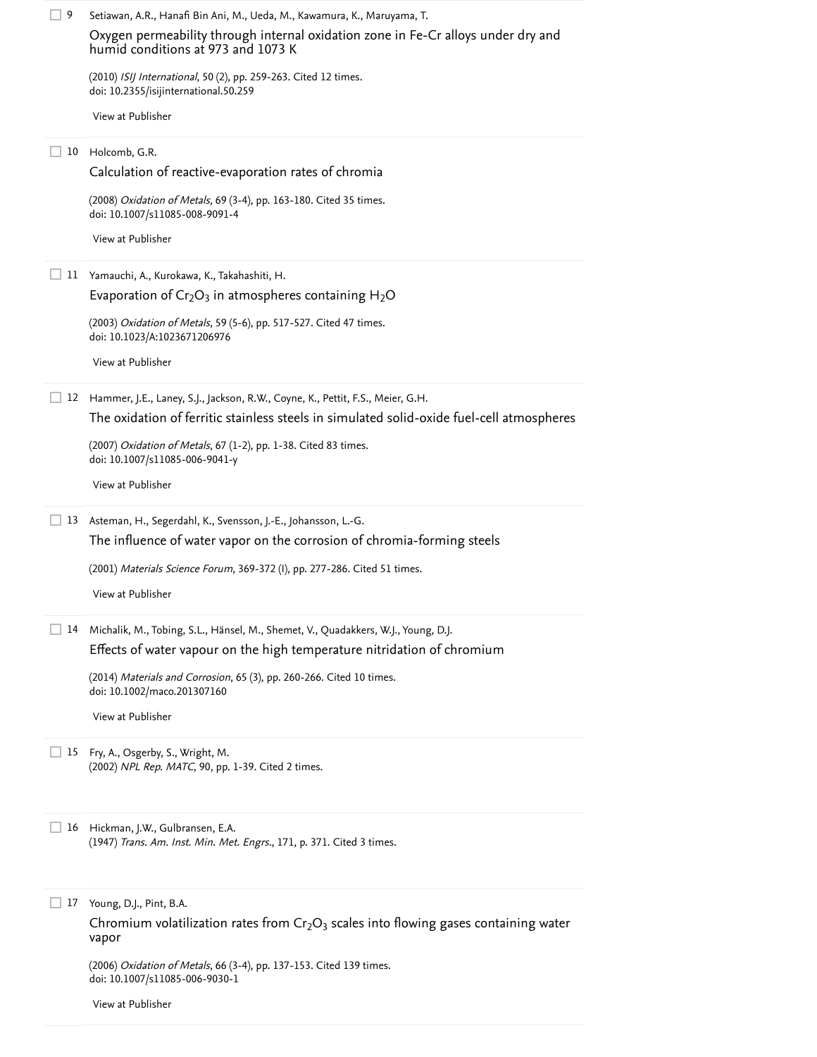9. Setiawan, A.R., Hanafi Bin Ani, M., Ueda, M., Kawamura, K., Maruyama, T.

   Oxygen permeability through internal oxidation zone in Fe-Cr alloys under dry and humid conditions at 973 and 1073 K

   (2010) *ISIJ International*, 50 (2), pp. 259-263. Cited 12 times.
   doi: 10.2355/isijinternational.50.259

   View at Publisher

10. Holcomb, G.R.

    Calculation of reactive-evaporation rates of chromia

    (2008) *Oxidation of Metals*, 69 (3-4), pp. 163-180. Cited 35 times.
    doi: 10.1007/s11085-008-9091-4

    View at Publisher

11. Yamauchi, A., Kurokawa, K., Takahashiti, H.

    Evaporation of $Cr_2O_3$ in atmospheres containing $H_2O$

    (2003) *Oxidation of Metals*, 59 (5-6), pp. 517-527. Cited 47 times.
    doi: 10.1023/A:1023671206976

    View at Publisher

12. Hammer, J.E., Laney, S.J., Jackson, R.W., Coyne, K., Pettit, F.S., Meier, G.H.

    The oxidation of ferritic stainless steels in simulated solid-oxide fuel-cell atmospheres

    (2007) *Oxidation of Metals*, 67 (1-2), pp. 1-38. Cited 83 times.
    doi: 10.1007/s11085-006-9041-y

    View at Publisher

13. Asteman, H., Segerdahl, K., Svensson, J.-E., Johansson, L.-G.

    The influence of water vapor on the corrosion of chromia-forming steels

    (2001) *Materials Science Forum*, 369-372 (I), pp. 277-286. Cited 51 times.

    View at Publisher

14. Michalik, M., Tobing, S.L., Hänsel, M., Shemet, V., Quadakkers, W.J., Young, D.J.

    Effects of water vapour on the high temperature nitridation of chromium

    (2014) *Materials and Corrosion*, 65 (3), pp. 260-266. Cited 10 times.
    doi: 10.1002/maco.201307160

    View at Publisher

15. Fry, A., Osgerby, S., Wright, M.
    (2002) *NPL Rep. MATC*, 90, pp. 1-39. Cited 2 times.

16. Hickman, J.W., Gulbransen, E.A.
    (1947) *Trans. Am. Inst. Min. Met. Engrs.*, 171, p. 371. Cited 3 times.

17. Young, D.J., Pint, B.A.

    Chromium volatilization rates from $Cr_2O_3$ scales into flowing gases containing water vapor

    (2006) *Oxidation of Metals*, 66 (3-4), pp. 137-153. Cited 139 times.
    doi: 10.1007/s11085-006-9030-1

    View at Publisher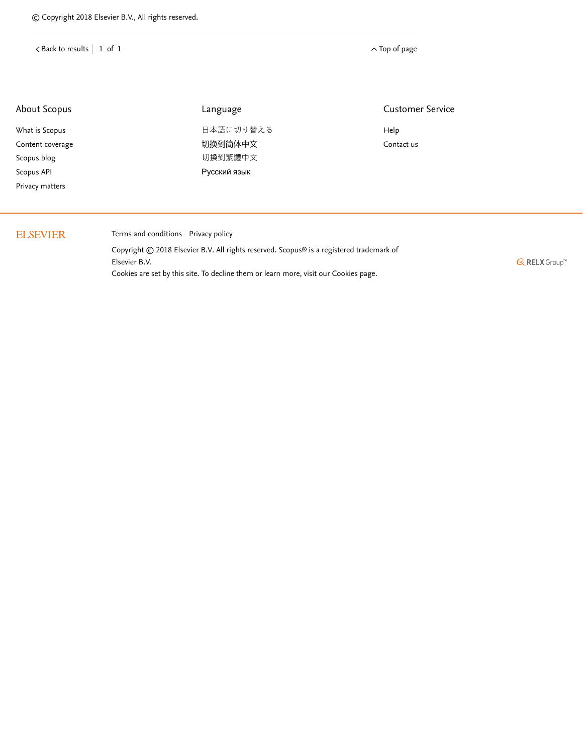© Copyright 2018 Elsevier B.V., All rights reserved.

Back to results | 1 of 1

Top of page

## About Scopus

What is Scopus
Content coverage
Scopus blog
Scopus API
Privacy matters

## Language

日本語に切り替える
切换到简体中文
切換到繁體中文
Русский язык

## Customer Service

Help
Contact us

ELSEVIER

Terms and conditions Privacy policy

Copyright © 2018 Elsevier B.V. All rights reserved. Scopus® is a registered trademark of Elsevier B.V.
Cookies are set by this site. To decline them or learn more, visit our Cookies page.

RELX Group™